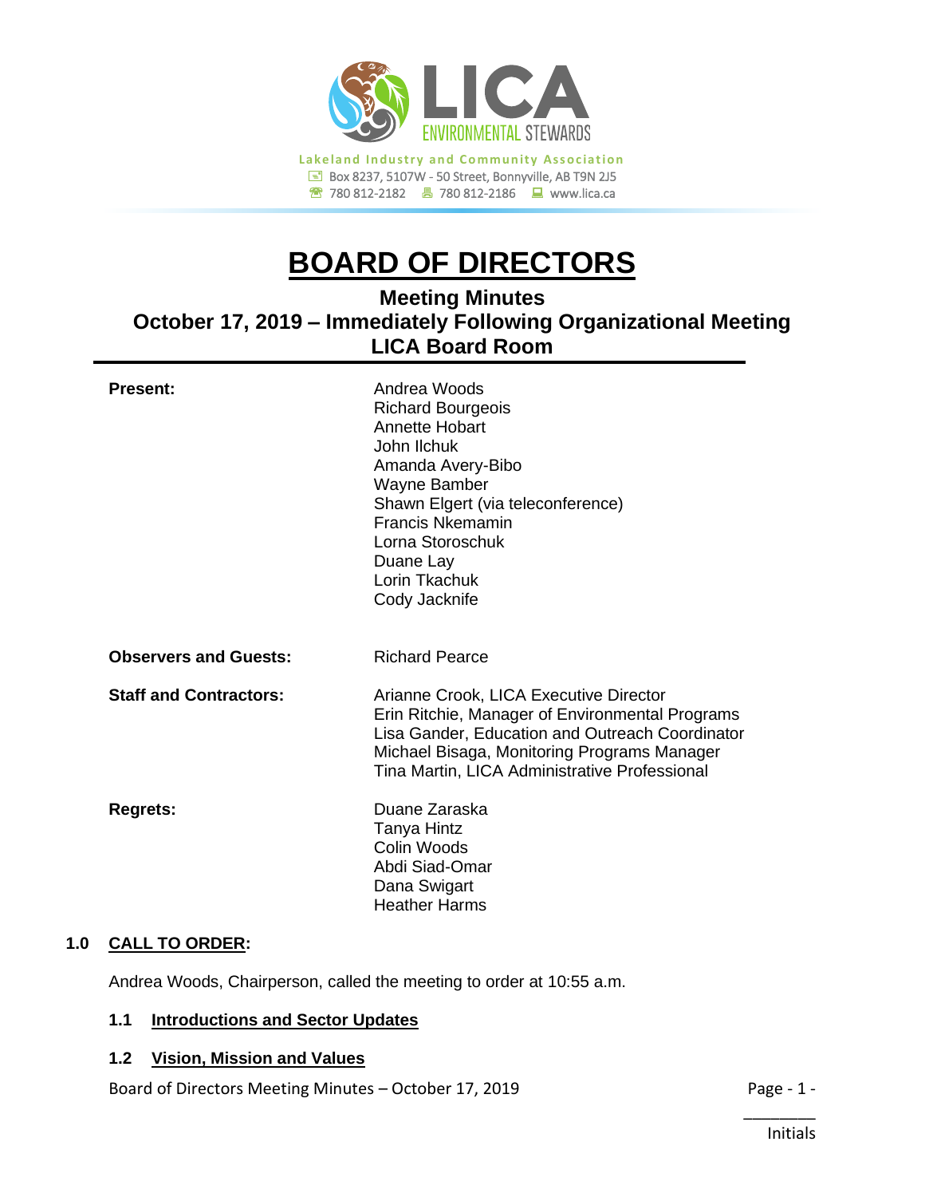Lakeland Industry and Community Association
Box 8237, 5107W - 50 Street, Bonnyville, AB T9N 2J5
780 812-2182 | 780 812-2186 | www.lica.ca

# BOARD OF DIRECTORS

## Meeting Minutes
## October 17, 2019 – Immediately Following Organizational Meeting
## LICA Board Room

**Present:**
Andrea Woods
Richard Bourgeois
Annette Hobart
John Ilchuk
Amanda Avery-Bibo
Wayne Bamber
Shawn Elgert (via teleconference)
Francis Nkemamin
Lorna Storoschuk
Duane Lay
Lorin Tkachuk
Cody Jacknife

**Observers and Guests:**
Richard Pearce

**Staff and Contractors:**
Arianne Crook, LICA Executive Director
Erin Ritchie, Manager of Environmental Programs
Lisa Gander, Education and Outreach Coordinator
Michael Bisaga, Monitoring Programs Manager
Tina Martin, LICA Administrative Professional

**Regrets:**
Duane Zaraska
Tanya Hintz
Colin Woods
Abdi Siad-Omar
Dana Swigart
Heather Harms

### 1.0 CALL TO ORDER:

Andrea Woods, Chairperson, called the meeting to order at 10:55 a.m.

#### 1.1 Introductions and Sector Updates

#### 1.2 Vision, Mission and Values

________
Initials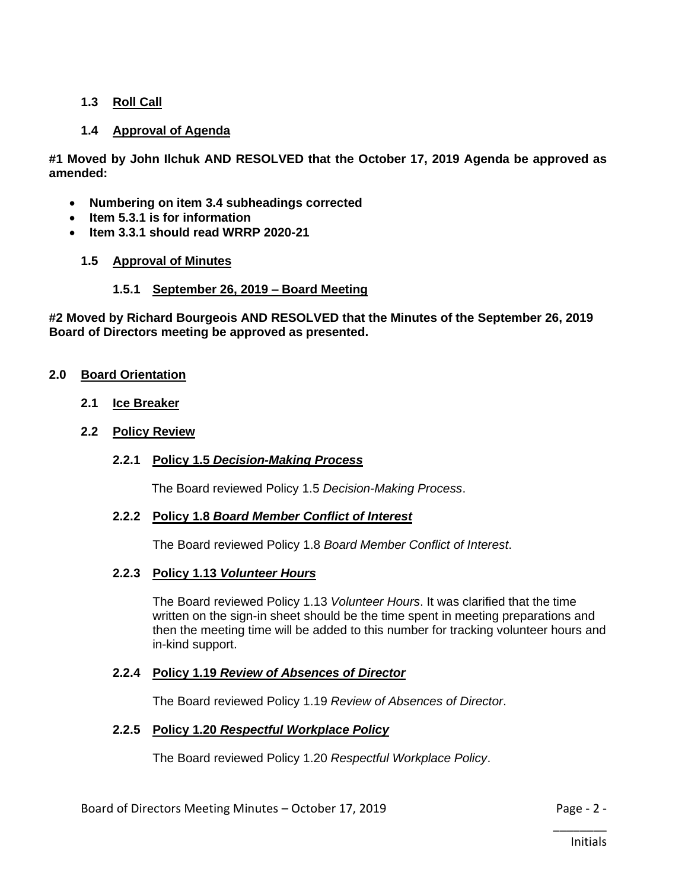### 1.3 Roll Call

### 1.4 Approval of Agenda

**#1 Moved by John Ilchuk AND RESOLVED that the October 17, 2019 Agenda be approved as amended:**

- **Numbering on item 3.4 subheadings corrected**
- **Item 5.3.1 is for information**
- **Item 3.3.1 should read WRRP 2020-21**

### 1.5 Approval of Minutes

#### 1.5.1 September 26, 2019 – Board Meeting

**#2 Moved by Richard Bourgeois AND RESOLVED that the Minutes of the September 26, 2019 Board of Directors meeting be approved as presented.**

## 2.0 Board Orientation

### 2.1 Ice Breaker

### 2.2 Policy Review

#### 2.2.1 Policy 1.5 *Decision-Making Process*

The Board reviewed Policy 1.5 *Decision-Making Process*.

#### 2.2.2 Policy 1.8 *Board Member Conflict of Interest*

The Board reviewed Policy 1.8 *Board Member Conflict of Interest*.

#### 2.2.3 Policy 1.13 *Volunteer Hours*

The Board reviewed Policy 1.13 *Volunteer Hours*. It was clarified that the time written on the sign-in sheet should be the time spent in meeting preparations and then the meeting time will be added to this number for tracking volunteer hours and in-kind support.

#### 2.2.4 Policy 1.19 *Review of Absences of Director*

The Board reviewed Policy 1.19 *Review of Absences of Director*.

#### 2.2.5 Policy 1.20 *Respectful Workplace Policy*

The Board reviewed Policy 1.20 *Respectful Workplace Policy*.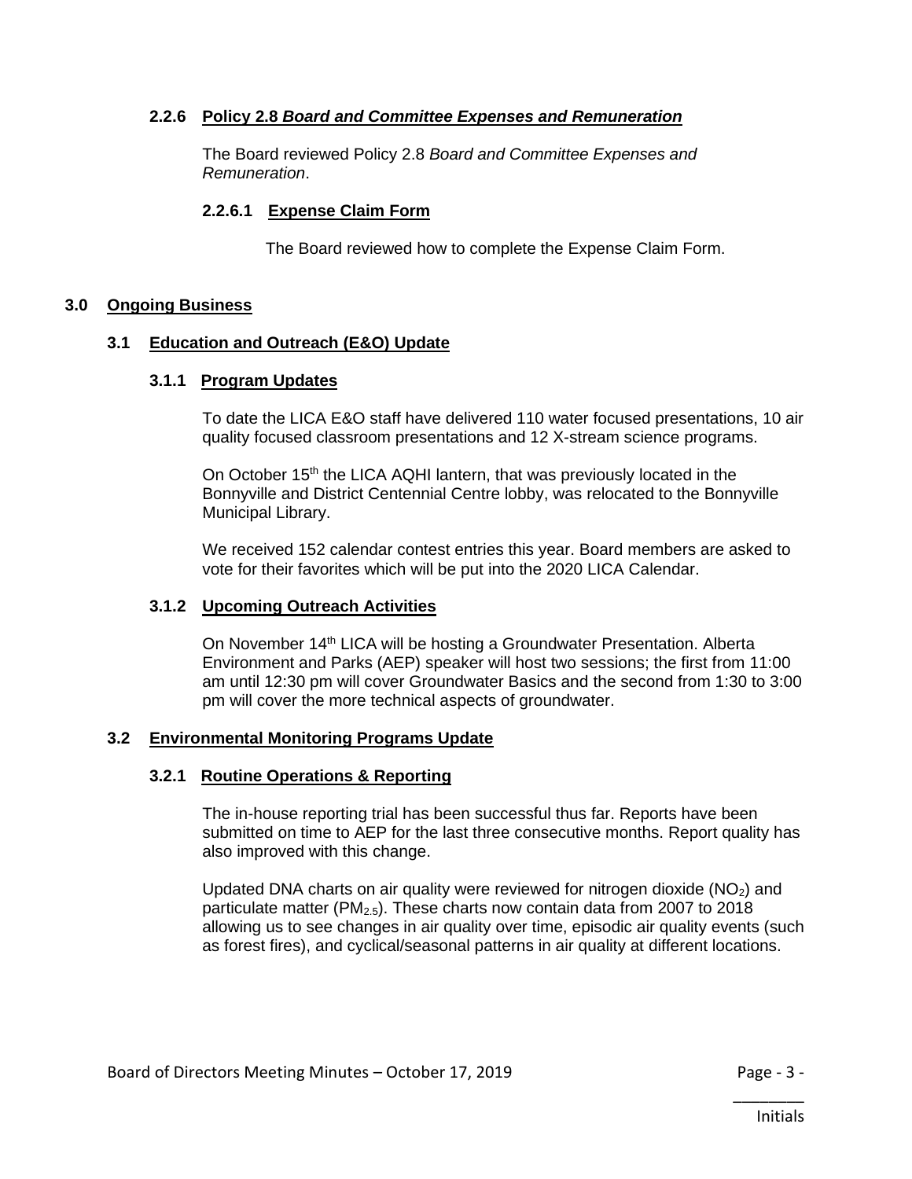#### 2.2.6 Policy 2.8 *Board and Committee Expenses and Remuneration*

The Board reviewed Policy 2.8 *Board and Committee Expenses and Remuneration*.

##### 2.2.6.1 Expense Claim Form

The Board reviewed how to complete the Expense Claim Form.

## 3.0 Ongoing Business

### 3.1 Education and Outreach (E&O) Update

#### 3.1.1 Program Updates

To date the LICA E&O staff have delivered 110 water focused presentations, 10 air quality focused classroom presentations and 12 X-stream science programs.

On October 15th the LICA AQHI lantern, that was previously located in the Bonnyville and District Centennial Centre lobby, was relocated to the Bonnyville Municipal Library.

We received 152 calendar contest entries this year. Board members are asked to vote for their favorites which will be put into the 2020 LICA Calendar.

#### 3.1.2 Upcoming Outreach Activities

On November 14th LICA will be hosting a Groundwater Presentation. Alberta Environment and Parks (AEP) speaker will host two sessions; the first from 11:00 am until 12:30 pm will cover Groundwater Basics and the second from 1:30 to 3:00 pm will cover the more technical aspects of groundwater.

### 3.2 Environmental Monitoring Programs Update

#### 3.2.1 Routine Operations & Reporting

The in-house reporting trial has been successful thus far. Reports have been submitted on time to AEP for the last three consecutive months. Report quality has also improved with this change.

Updated DNA charts on air quality were reviewed for nitrogen dioxide ($NO_2$) and particulate matter ($PM_{2.5}$). These charts now contain data from 2007 to 2018 allowing us to see changes in air quality over time, episodic air quality events (such as forest fires), and cyclical/seasonal patterns in air quality at different locations.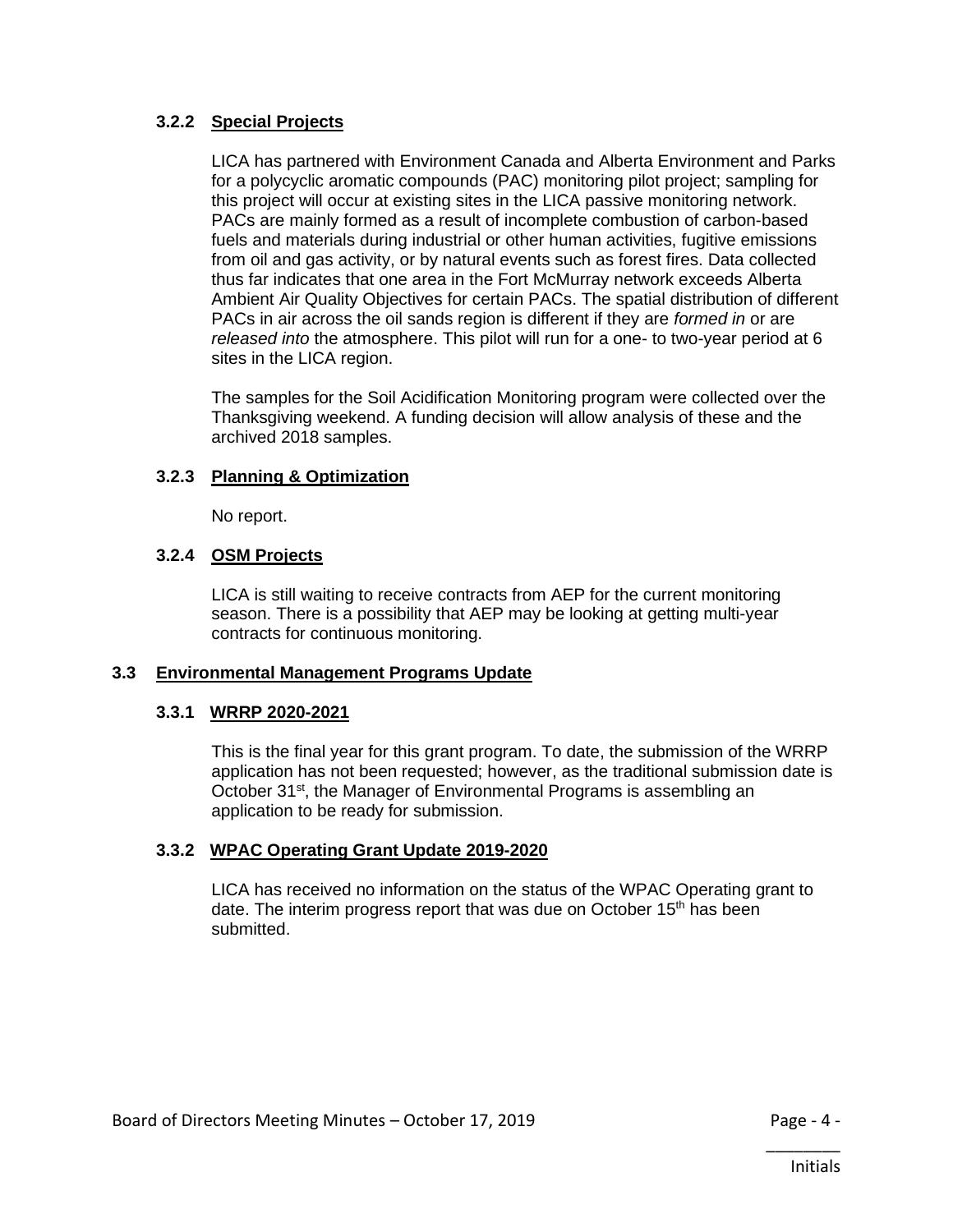### 3.2.2 Special Projects

LICA has partnered with Environment Canada and Alberta Environment and Parks for a polycyclic aromatic compounds (PAC) monitoring pilot project; sampling for this project will occur at existing sites in the LICA passive monitoring network. PACs are mainly formed as a result of incomplete combustion of carbon-based fuels and materials during industrial or other human activities, fugitive emissions from oil and gas activity, or by natural events such as forest fires. Data collected thus far indicates that one area in the Fort McMurray network exceeds Alberta Ambient Air Quality Objectives for certain PACs. The spatial distribution of different PACs in air across the oil sands region is different if they are *formed in* or are *released into* the atmosphere. This pilot will run for a one- to two-year period at 6 sites in the LICA region.

The samples for the Soil Acidification Monitoring program were collected over the Thanksgiving weekend. A funding decision will allow analysis of these and the archived 2018 samples.

### 3.2.3 Planning & Optimization

No report.

### 3.2.4 OSM Projects

LICA is still waiting to receive contracts from AEP for the current monitoring season. There is a possibility that AEP may be looking at getting multi-year contracts for continuous monitoring.

## 3.3 Environmental Management Programs Update

### 3.3.1 WRRP 2020-2021

This is the final year for this grant program. To date, the submission of the WRRP application has not been requested; however, as the traditional submission date is October 31st, the Manager of Environmental Programs is assembling an application to be ready for submission.

### 3.3.2 WPAC Operating Grant Update 2019-2020

LICA has received no information on the status of the WPAC Operating grant to date. The interim progress report that was due on October 15th has been submitted.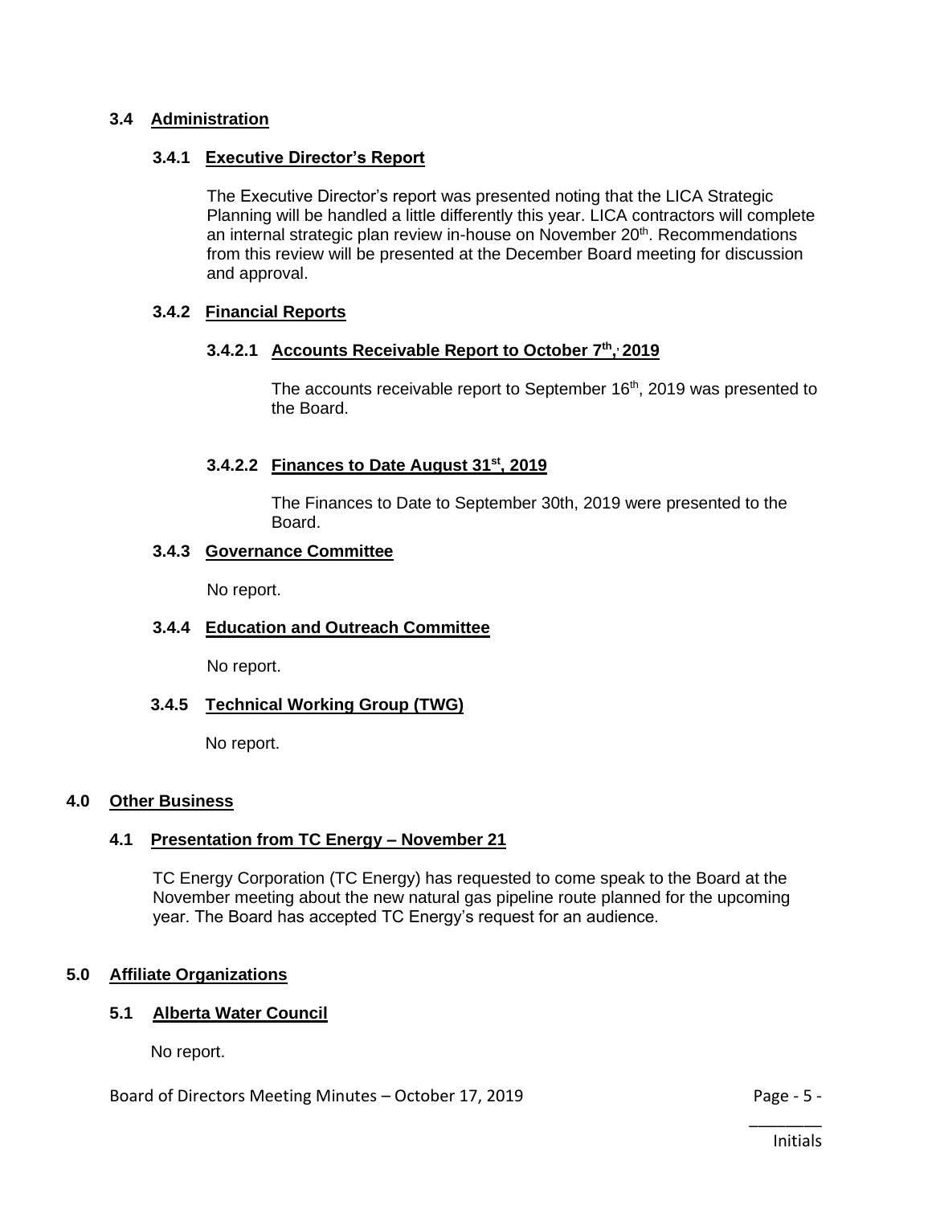### 3.4 Administration

#### 3.4.1 Executive Director's Report

The Executive Director's report was presented noting that the LICA Strategic Planning will be handled a little differently this year. LICA contractors will complete an internal strategic plan review in-house on November 20th. Recommendations from this review will be presented at the December Board meeting for discussion and approval.

#### 3.4.2 Financial Reports

##### 3.4.2.1 Accounts Receivable Report to October 7th, 2019

The accounts receivable report to September 16th, 2019 was presented to the Board.

##### 3.4.2.2 Finances to Date August 31st, 2019

The Finances to Date to September 30th, 2019 were presented to the Board.

#### 3.4.3 Governance Committee

No report.

#### 3.4.4 Education and Outreach Committee

No report.

#### 3.4.5 Technical Working Group (TWG)

No report.

## 4.0 Other Business

### 4.1 Presentation from TC Energy – November 21

TC Energy Corporation (TC Energy) has requested to come speak to the Board at the November meeting about the new natural gas pipeline route planned for the upcoming year. The Board has accepted TC Energy's request for an audience.

## 5.0 Affiliate Organizations

### 5.1 Alberta Water Council

No report.

Board of Directors Meeting Minutes – October 17, 2019

________
Initials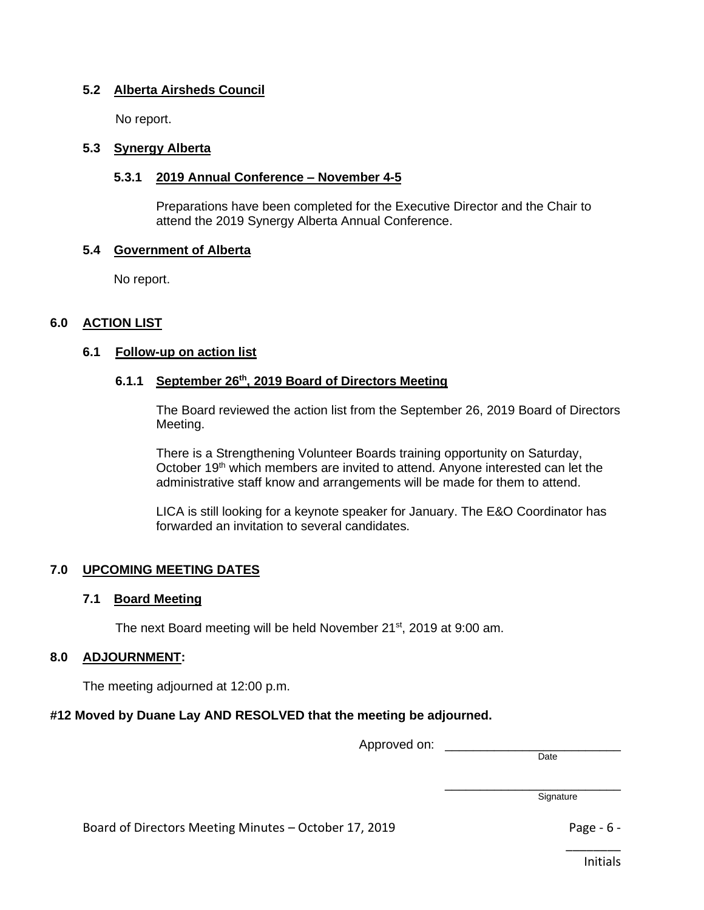### 5.2 Alberta Airsheds Council

No report.

### 5.3 Synergy Alberta

#### 5.3.1 2019 Annual Conference – November 4-5

Preparations have been completed for the Executive Director and the Chair to attend the 2019 Synergy Alberta Annual Conference.

### 5.4 Government of Alberta

No report.

## 6.0 ACTION LIST

### 6.1 Follow-up on action list

#### 6.1.1 September 26th, 2019 Board of Directors Meeting

The Board reviewed the action list from the September 26, 2019 Board of Directors Meeting.

There is a Strengthening Volunteer Boards training opportunity on Saturday, October 19th which members are invited to attend. Anyone interested can let the administrative staff know and arrangements will be made for them to attend.

LICA is still looking for a keynote speaker for January. The E&O Coordinator has forwarded an invitation to several candidates.

## 7.0 UPCOMING MEETING DATES

### 7.1 Board Meeting

The next Board meeting will be held November 21st, 2019 at 9:00 am.

## 8.0 ADJOURNMENT:

The meeting adjourned at 12:00 p.m.

**#12 Moved by Duane Lay AND RESOLVED that the meeting be adjourned.**

Approved on: ________________________
Date

________________________
Signature

Board of Directors Meeting Minutes – October 17, 2019

________
Initials